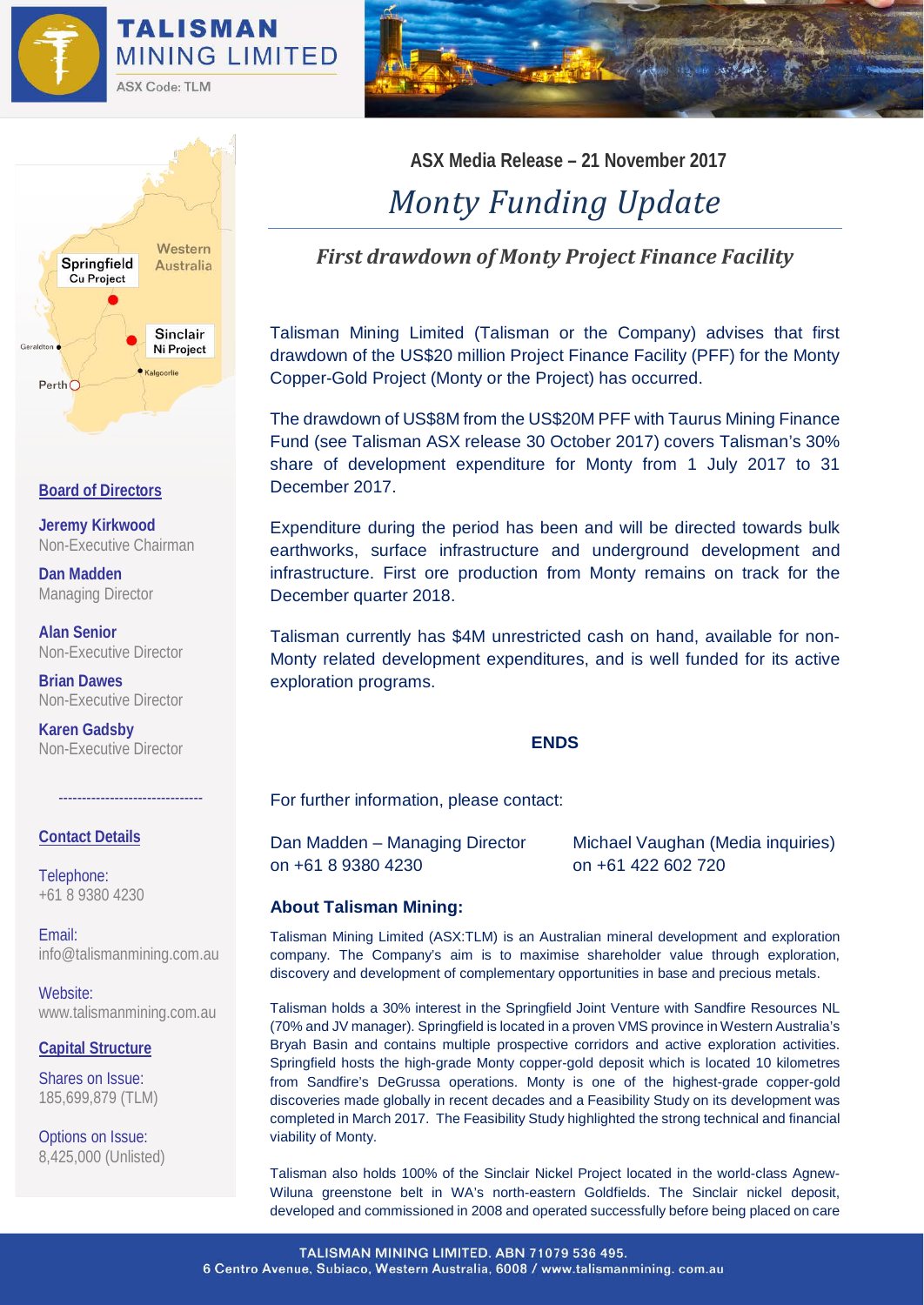# TALISMAN MINING LIMITED

ASX Code: TLM

**ASX Media Release – 21 November 2017**

## *Monty Funding Update*

### *First drawdown of Monty Project Finance Facility*

Talisman Mining Limited (Talisman or the Company) advises that first drawdown of the US$20 million Project Finance Facility (PFF) for the Monty Copper-Gold Project (Monty or the Project) has occurred.

The drawdown of US$8M from the US$20M PFF with Taurus Mining Finance Fund (see Talisman ASX release 30 October 2017) covers Talisman's 30% share of development expenditure for Monty from 1 July 2017 to 31 December 2017.

Expenditure during the period has been and will be directed towards bulk earthworks, surface infrastructure and underground development and infrastructure. First ore production from Monty remains on track for the December quarter 2018.

Talisman currently has $4M unrestricted cash on hand, available for non-Monty related development expenditures, and is well funded for its active exploration programs.

**ENDS**

For further information, please contact:

Dan Madden – Managing Director on +61 8 9380 4230

Michael Vaughan (Media inquiries) on +61 422 602 720

**About Talisman Mining:**

Talisman Mining Limited (ASX:TLM) is an Australian mineral development and exploration company. The Company's aim is to maximise shareholder value through exploration, discovery and development of complementary opportunities in base and precious metals.

Talisman holds a 30% interest in the Springfield Joint Venture with Sandfire Resources NL (70% and JV manager). Springfield is located in a proven VMS province in Western Australia's Bryah Basin and contains multiple prospective corridors and active exploration activities. Springfield hosts the high-grade Monty copper-gold deposit which is located 10 kilometres from Sandfire's DeGrussa operations. Monty is one of the highest-grade copper-gold discoveries made globally in recent decades and a Feasibility Study on its development was completed in March 2017. The Feasibility Study highlighted the strong technical and financial viability of Monty.

Talisman also holds 100% of the Sinclair Nickel Project located in the world-class Agnew-Wiluna greenstone belt in WA's north-eastern Goldfields. The Sinclair nickel deposit, developed and commissioned in 2008 and operated successfully before being placed on care

---

Western Australia — Springfield Cu Project; Sinclair Ni Project; Geraldton; Perth; Kalgoorlie

**Board of Directors**

**Jeremy Kirkwood**
Non-Executive Chairman

**Dan Madden**
Managing Director

**Alan Senior**
Non-Executive Director

**Brian Dawes**
Non-Executive Director

**Karen Gadsby**
Non-Executive Director

**Contact Details**

Telephone:
+61 8 9380 4230

Email:
info@talismanmining.com.au

Website:
www.talismanmining.com.au

**Capital Structure**

Shares on Issue:
185,699,879 (TLM)

Options on Issue:
8,425,000 (Unlisted)

TALISMAN MINING LIMITED. ABN 71079 536 495.
6 Centro Avenue, Subiaco, Western Australia, 6008 / www.talismanmining.com.au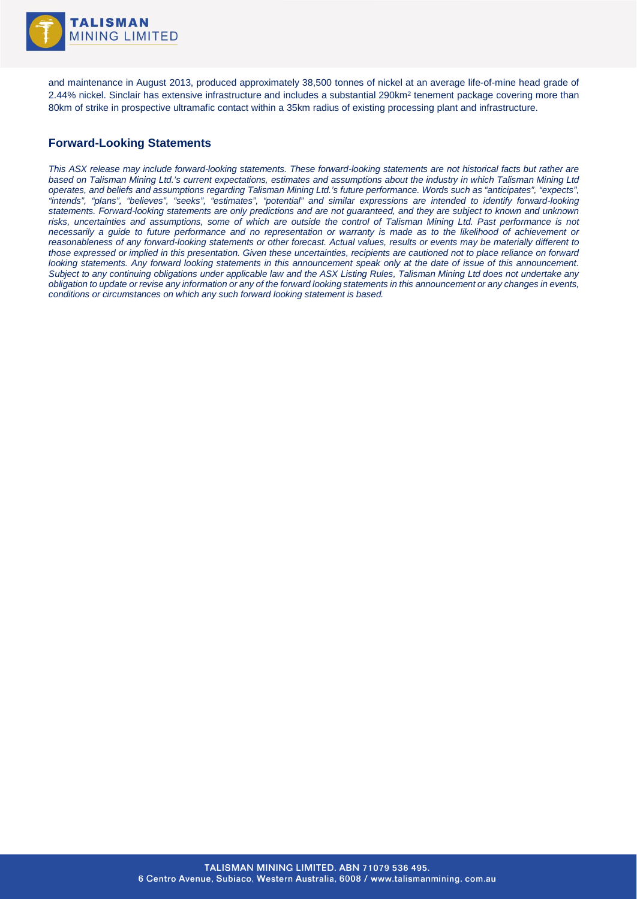and maintenance in August 2013, produced approximately 38,500 tonnes of nickel at an average life-of-mine head grade of 2.44% nickel. Sinclair has extensive infrastructure and includes a substantial 290km² tenement package covering more than 80km of strike in prospective ultramafic contact within a 35km radius of existing processing plant and infrastructure.

## Forward-Looking Statements

*This ASX release may include forward-looking statements. These forward-looking statements are not historical facts but rather are based on Talisman Mining Ltd.'s current expectations, estimates and assumptions about the industry in which Talisman Mining Ltd operates, and beliefs and assumptions regarding Talisman Mining Ltd.'s future performance. Words such as "anticipates", "expects", "intends", "plans", "believes", "seeks", "estimates", "potential" and similar expressions are intended to identify forward-looking statements. Forward-looking statements are only predictions and are not guaranteed, and they are subject to known and unknown risks, uncertainties and assumptions, some of which are outside the control of Talisman Mining Ltd. Past performance is not necessarily a guide to future performance and no representation or warranty is made as to the likelihood of achievement or reasonableness of any forward-looking statements or other forecast. Actual values, results or events may be materially different to those expressed or implied in this presentation. Given these uncertainties, recipients are cautioned not to place reliance on forward looking statements. Any forward looking statements in this announcement speak only at the date of issue of this announcement. Subject to any continuing obligations under applicable law and the ASX Listing Rules, Talisman Mining Ltd does not undertake any obligation to update or revise any information or any of the forward looking statements in this announcement or any changes in events, conditions or circumstances on which any such forward looking statement is based.*